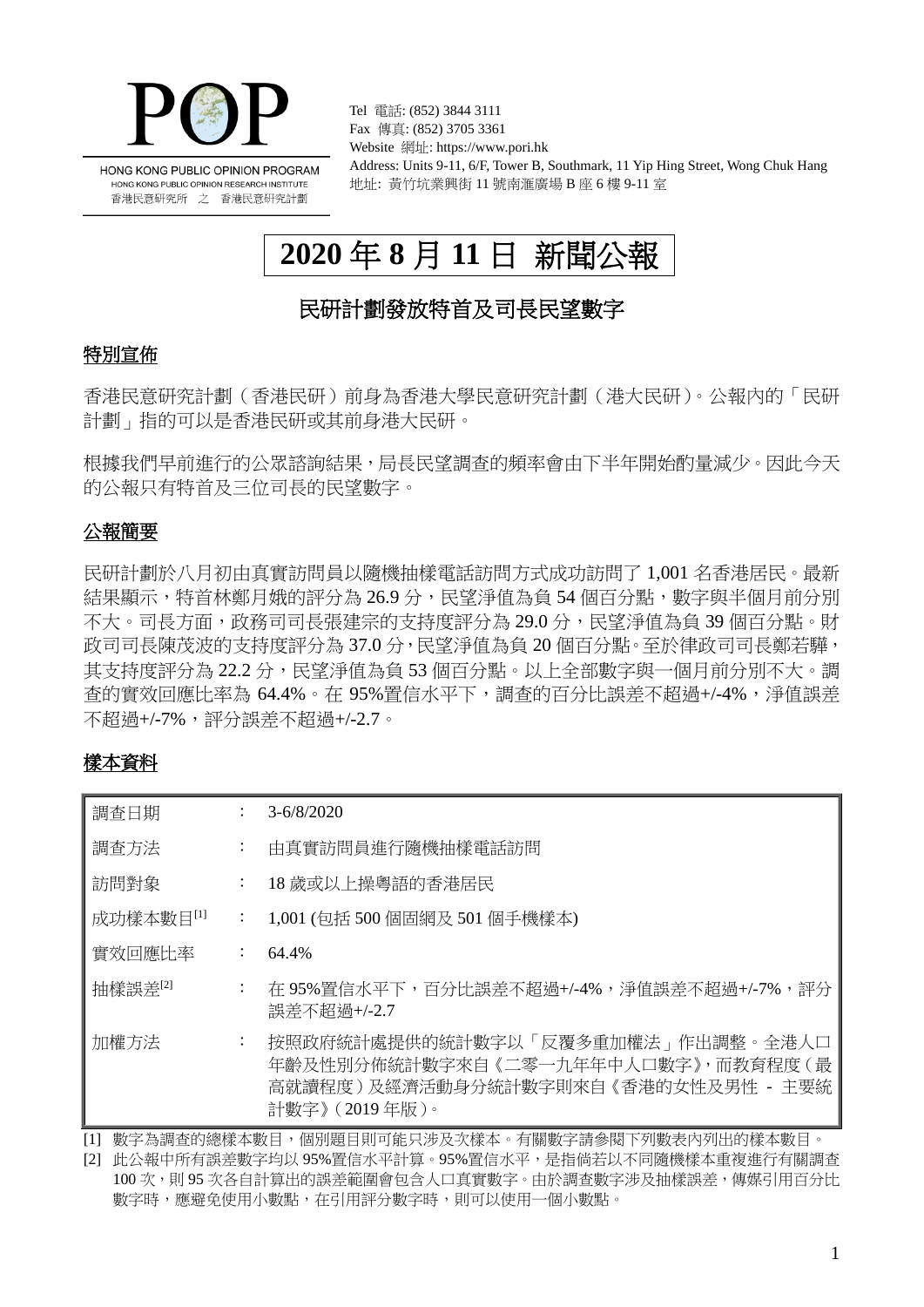HONG KONG PUBLIC OPINION PROGRAM
HONG KONG PUBLIC OPINION RESEARCH INSTITUTE
香港民意研究所 之 香港民意研究計劃

Tel 電話: (852) 3844 3111
Fax 傳真: (852) 3705 3361
Website 網址: https://www.pori.hk
Address: Units 9-11, 6/F, Tower B, Southmark, 11 Yip Hing Street, Wong Chuk Hang
地址: 黃竹坑業興街 11 號南滙廣場 B 座 6 樓 9-11 室

# 2020 年 8 月 11 日 新聞公報

## 民研計劃發放特首及司長民望數字

### 特別宣佈

香港民意研究計劃（香港民研）前身為香港大學民意研究計劃（港大民研）。公報內的「民研計劃」指的可以是香港民研或其前身港大民研。

根據我們早前進行的公眾諮詢結果，局長民望調查的頻率會由下半年開始酌量減少。因此今天的公報只有特首及三位司長的民望數字。

### 公報簡要

民研計劃於八月初由真實訪問員以隨機抽樣電話訪問方式成功訪問了 1,001 名香港居民。最新結果顯示，特首林鄭月娥的評分為 26.9 分，民望淨值為負 54 個百分點，數字與半個月前分別不大。司長方面，政務司司長張建宗的支持度評分為 29.0 分，民望淨值為負 39 個百分點。財政司司長陳茂波的支持度評分為 37.0 分，民望淨值為負 20 個百分點。至於律政司司長鄭若驊，其支持度評分為 22.2 分，民望淨值為負 53 個百分點。以上全部數字與一個月前分別不大。調查的實效回應比率為 64.4%。在 95%置信水平下，調查的百分比誤差不超過+/-4%，淨值誤差不超過+/-7%，評分誤差不超過+/-2.7。

### 樣本資料

| | | |
|---|---|---|
| 調查日期 | : | 3-6/8/2020 |
| 調查方法 | : | 由真實訪問員進行隨機抽樣電話訪問 |
| 訪問對象 | : | 18 歲或以上操粵語的香港居民 |
| 成功樣本數目[1] | : | 1,001 (包括 500 個固網及 501 個手機樣本) |
| 實效回應比率 | : | 64.4% |
| 抽樣誤差[2] | : | 在 95%置信水平下，百分比誤差不超過+/-4%，淨值誤差不超過+/-7%，評分誤差不超過+/-2.7 |
| 加權方法 | : | 按照政府統計處提供的統計數字以「反覆多重加權法」作出調整。全港人口年齡及性別分佈統計數字來自《二零一九年年中人口數字》，而教育程度（最高就讀程度）及經濟活動身分統計數字則來自《香港的女性及男性 - 主要統計數字》(2019 年版)。 |

[1] 數字為調查的總樣本數目，個別題目則可能只涉及次樣本。有關數字請參閱下列數表內列出的樣本數目。

[2] 此公報中所有誤差數字均以 95%置信水平計算。95%置信水平，是指倘若以不同隨機樣本重複進行有關調查 100 次，則 95 次各自計算出的誤差範圍會包含人口真實數字。由於調查數字涉及抽樣誤差，傳媒引用百分比數字時，應避免使用小數點，在引用評分數字時，則可以使用一個小數點。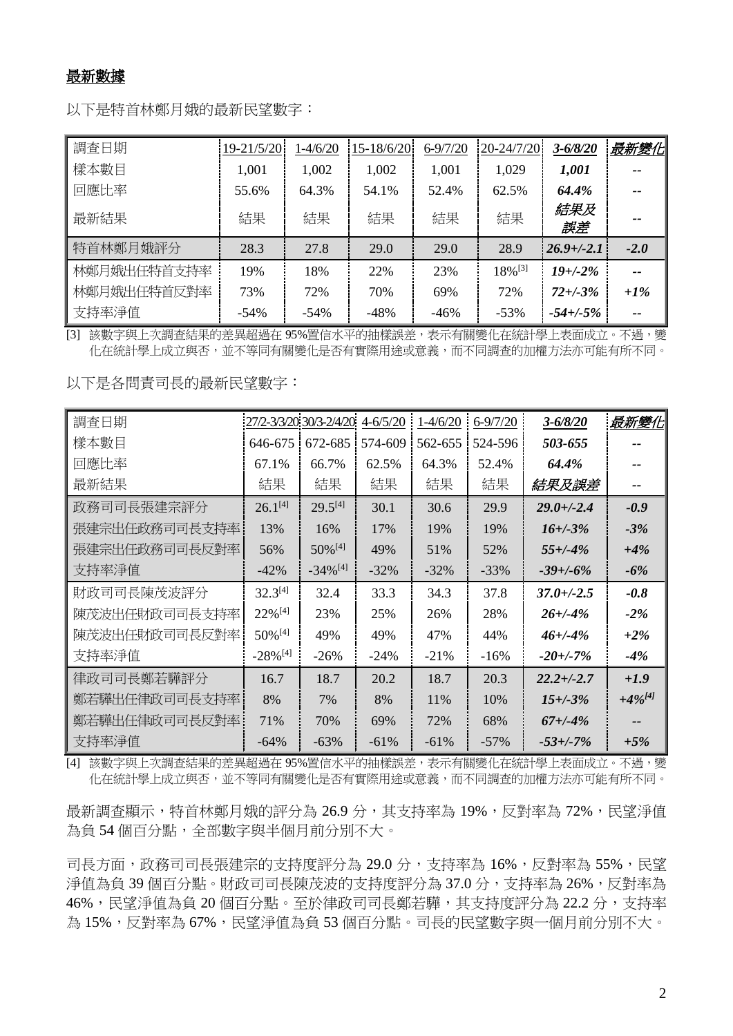## 最新數據

以下是特首林鄭月娥的最新民望數字：

| 調查日期 | 19-21/5/20 | 1-4/6/20 | 15-18/6/20 | 6-9/7/20 | 20-24/7/20 | *3-6/8/20* | *最新變化* |
|---|---|---|---|---|---|---|---|
| 樣本數目 | 1,001 | 1,002 | 1,002 | 1,001 | 1,029 | *1,001* | -- |
| 回應比率 | 55.6% | 64.3% | 54.1% | 52.4% | 62.5% | *64.4%* | -- |
| 最新結果 | 結果 | 結果 | 結果 | 結果 | 結果 | *結果及誤差* | -- |
| 特首林鄭月娥評分 | 28.3 | 27.8 | 29.0 | 29.0 | 28.9 | *26.9+/-2.1* | *-2.0* |
| 林鄭月娥出任特首支持率 | 19% | 18% | 22% | 23% | 18%[3] | *19+/-2%* | -- |
| 林鄭月娥出任特首反對率 | 73% | 72% | 70% | 69% | 72% | *72+/-3%* | *+1%* |
| 支持率淨值 | -54% | -54% | -48% | -46% | -53% | *-54+/-5%* | -- |

[3] 該數字與上次調查結果的差異超過在 95%置信水平的抽樣誤差，表示有關變化在統計學上表面成立。不過，變化在統計學上成立與否，並不等同有關變化是否有實際用途或意義，而不同調查的加權方法亦可能有所不同。

以下是各問責司長的最新民望數字：

| 調查日期 | 27/2-3/3/20 | 30/3-2/4/20 | 4-6/5/20 | 1-4/6/20 | 6-9/7/20 | *3-6/8/20* | *最新變化* |
|---|---|---|---|---|---|---|---|
| 樣本數目 | 646-675 | 672-685 | 574-609 | 562-655 | 524-596 | *503-655* | -- |
| 回應比率 | 67.1% | 66.7% | 62.5% | 64.3% | 52.4% | *64.4%* | -- |
| 最新結果 | 結果 | 結果 | 結果 | 結果 | 結果 | *結果及誤差* | -- |
| 政務司司長張建宗評分 | 26.1[4] | 29.5[4] | 30.1 | 30.6 | 29.9 | *29.0+/-2.4* | *-0.9* |
| 張建宗出任政務司司長支持率 | 13% | 16% | 17% | 19% | 19% | *16+/-3%* | *-3%* |
| 張建宗出任政務司司長反對率 | 56% | 50%[4] | 49% | 51% | 52% | *55+/-4%* | *+4%* |
| 支持率淨值 | -42% | -34%[4] | -32% | -32% | -33% | *-39+/-6%* | *-6%* |
| 財政司司長陳茂波評分 | 32.3[4] | 32.4 | 33.3 | 34.3 | 37.8 | *37.0+/-2.5* | *-0.8* |
| 陳茂波出任財政司司長支持率 | 22%[4] | 23% | 25% | 26% | 28% | *26+/-4%* | *-2%* |
| 陳茂波出任財政司司長反對率 | 50%[4] | 49% | 49% | 47% | 44% | *46+/-4%* | *+2%* |
| 支持率淨值 | -28%[4] | -26% | -24% | -21% | -16% | *-20+/-7%* | *-4%* |
| 律政司司長鄭若驊評分 | 16.7 | 18.7 | 20.2 | 18.7 | 20.3 | *22.2+/-2.7* | *+1.9* |
| 鄭若驊出任律政司司長支持率 | 8% | 7% | 8% | 11% | 10% | *15+/-3%* | *+4%[4]* |
| 鄭若驊出任律政司司長反對率 | 71% | 70% | 69% | 72% | 68% | *67+/-4%* | -- |
| 支持率淨值 | -64% | -63% | -61% | -61% | -57% | *-53+/-7%* | *+5%* |

[4] 該數字與上次調查結果的差異超過在 95%置信水平的抽樣誤差，表示有關變化在統計學上表面成立。不過，變化在統計學上成立與否，並不等同有關變化是否有實際用途或意義，而不同調查的加權方法亦可能有所不同。

最新調查顯示，特首林鄭月娥的評分為 26.9 分，其支持率為 19%，反對率為 72%，民望淨值為負 54 個百分點，全部數字與半個月前分別不大。

司長方面，政務司司長張建宗的支持度評分為 29.0 分，支持率為 16%，反對率為 55%，民望淨值為負 39 個百分點。財政司司長陳茂波的支持度評分為 37.0 分，支持率為 26%，反對率為 46%，民望淨值為負 20 個百分點。至於律政司司長鄭若驊，其支持度評分為 22.2 分，支持率為 15%，反對率為 67%，民望淨值為負 53 個百分點。司長的民望數字與一個月前分別不大。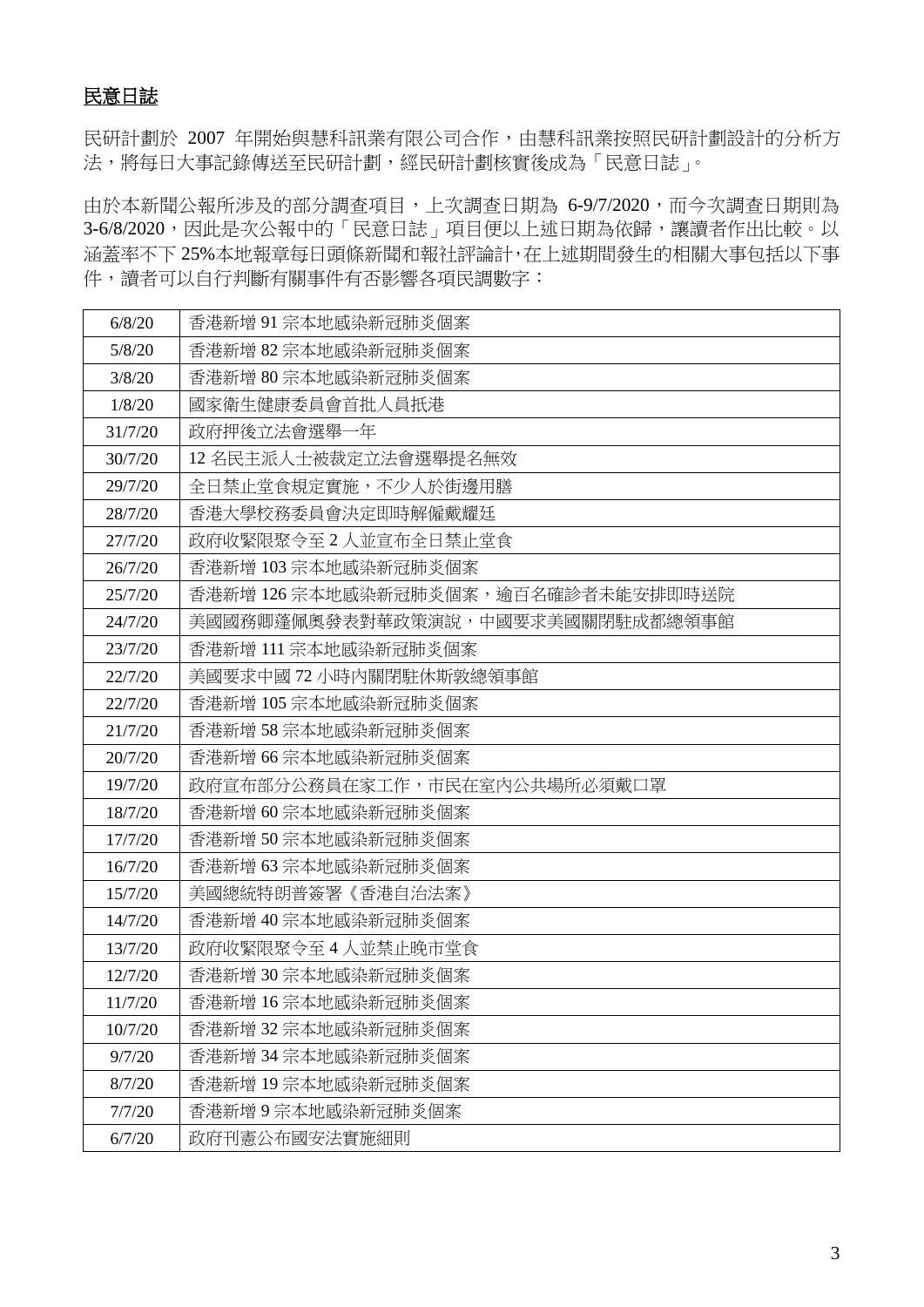## 民意日誌

民研計劃於 2007 年開始與慧科訊業有限公司合作，由慧科訊業按照民研計劃設計的分析方法，將每日大事記錄傳送至民研計劃，經民研計劃核實後成為「民意日誌」。

由於本新聞公報所涉及的部分調查項目，上次調查日期為 6-9/7/2020，而今次調查日期則為 3-6/8/2020，因此是次公報中的「民意日誌」項目便以上述日期為依歸，讓讀者作出比較。以涵蓋率不下 25%本地報章每日頭條新聞和報社評論計，在上述期間發生的相關大事包括以下事件，讀者可以自行判斷有關事件有否影響各項民調數字：

| | |
|---|---|
| 6/8/20 | 香港新增 91 宗本地感染新冠肺炎個案 |
| 5/8/20 | 香港新增 82 宗本地感染新冠肺炎個案 |
| 3/8/20 | 香港新增 80 宗本地感染新冠肺炎個案 |
| 1/8/20 | 國家衛生健康委員會首批人員抵港 |
| 31/7/20 | 政府押後立法會選舉一年 |
| 30/7/20 | 12 名民主派人士被裁定立法會選舉提名無效 |
| 29/7/20 | 全日禁止堂食規定實施，不少人於街邊用膳 |
| 28/7/20 | 香港大學校務委員會決定即時解僱戴耀廷 |
| 27/7/20 | 政府收緊限聚令至 2 人並宣布全日禁止堂食 |
| 26/7/20 | 香港新增 103 宗本地感染新冠肺炎個案 |
| 25/7/20 | 香港新增 126 宗本地感染新冠肺炎個案，逾百名確診者未能安排即時送院 |
| 24/7/20 | 美國國務卿蓬佩奧發表對華政策演說，中國要求美國關閉駐成都總領事館 |
| 23/7/20 | 香港新增 111 宗本地感染新冠肺炎個案 |
| 22/7/20 | 美國要求中國 72 小時內關閉駐休斯敦總領事館 |
| 22/7/20 | 香港新增 105 宗本地感染新冠肺炎個案 |
| 21/7/20 | 香港新增 58 宗本地感染新冠肺炎個案 |
| 20/7/20 | 香港新增 66 宗本地感染新冠肺炎個案 |
| 19/7/20 | 政府宣布部分公務員在家工作，市民在室內公共場所必須戴口罩 |
| 18/7/20 | 香港新增 60 宗本地感染新冠肺炎個案 |
| 17/7/20 | 香港新增 50 宗本地感染新冠肺炎個案 |
| 16/7/20 | 香港新增 63 宗本地感染新冠肺炎個案 |
| 15/7/20 | 美國總統特朗普簽署《香港自治法案》 |
| 14/7/20 | 香港新增 40 宗本地感染新冠肺炎個案 |
| 13/7/20 | 政府收緊限聚令至 4 人並禁止晚市堂食 |
| 12/7/20 | 香港新增 30 宗本地感染新冠肺炎個案 |
| 11/7/20 | 香港新增 16 宗本地感染新冠肺炎個案 |
| 10/7/20 | 香港新增 32 宗本地感染新冠肺炎個案 |
| 9/7/20 | 香港新增 34 宗本地感染新冠肺炎個案 |
| 8/7/20 | 香港新增 19 宗本地感染新冠肺炎個案 |
| 7/7/20 | 香港新增 9 宗本地感染新冠肺炎個案 |
| 6/7/20 | 政府刊憲公布國安法實施細則 |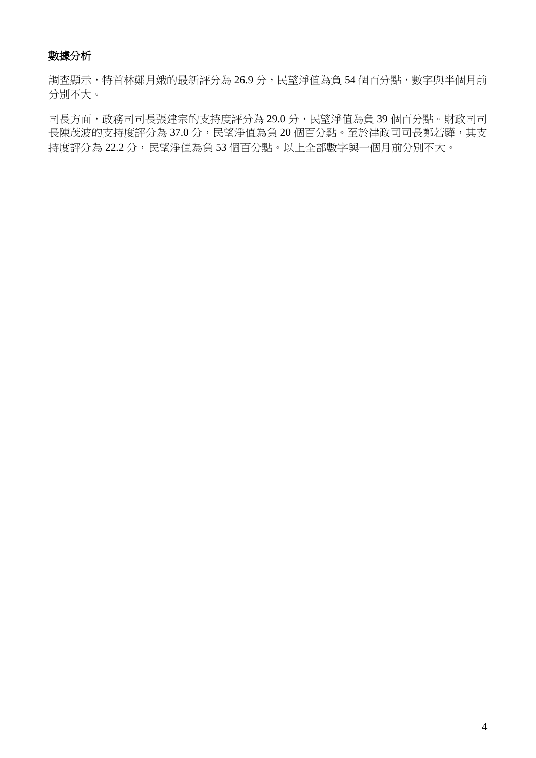## 數據分析

調查顯示，特首林鄭月娥的最新評分為 26.9 分，民望淨值為負 54 個百分點，數字與半個月前分別不大。

司長方面，政務司司長張建宗的支持度評分為 29.0 分，民望淨值為負 39 個百分點。財政司司長陳茂波的支持度評分為 37.0 分，民望淨值為負 20 個百分點。至於律政司司長鄭若驊，其支持度評分為 22.2 分，民望淨值為負 53 個百分點。以上全部數字與一個月前分別不大。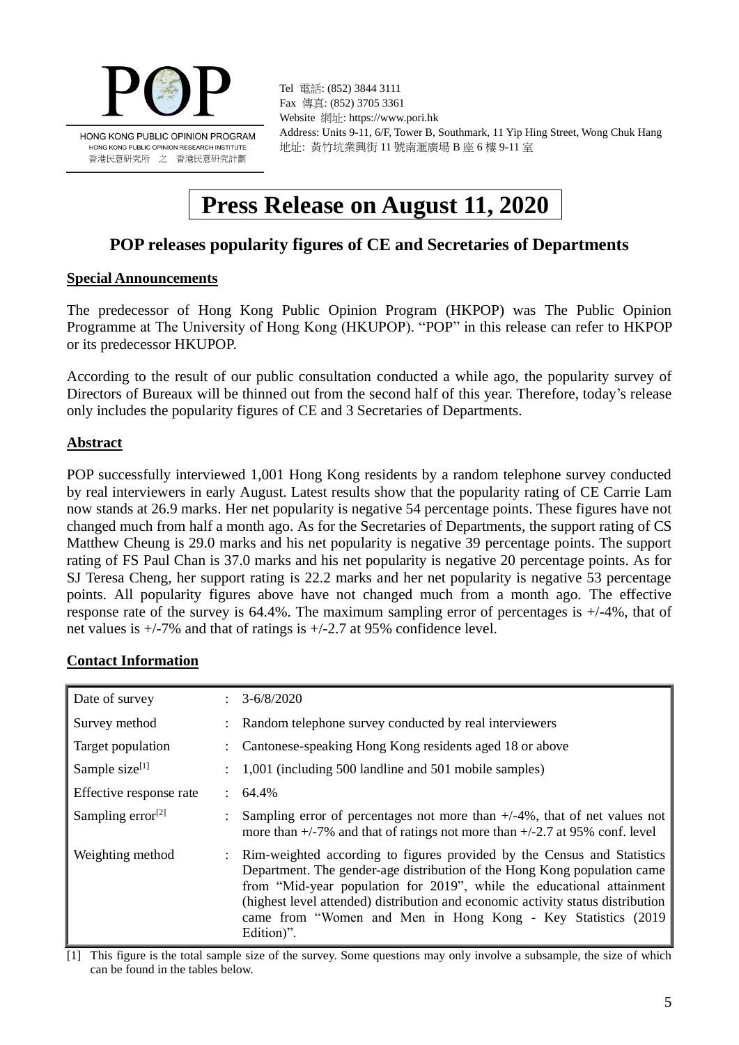POP

HONG KONG PUBLIC OPINION PROGRAM
HONG KONG PUBLIC OPINION RESEARCH INSTITUTE
香港民意研究所 之 香港民意研究計劃

Tel 電話: (852) 3844 3111
Fax 傳真: (852) 3705 3361
Website 網址: https://www.pori.hk
Address: Units 9-11, 6/F, Tower B, Southmark, 11 Yip Hing Street, Wong Chuk Hang
地址: 黃竹坑業興街 11 號南滙廣場 B 座 6 樓 9-11 室

# Press Release on August 11, 2020

## POP releases popularity figures of CE and Secretaries of Departments

### Special Announcements

The predecessor of Hong Kong Public Opinion Program (HKPOP) was The Public Opinion Programme at The University of Hong Kong (HKUPOP). "POP" in this release can refer to HKPOP or its predecessor HKUPOP.

According to the result of our public consultation conducted a while ago, the popularity survey of Directors of Bureaux will be thinned out from the second half of this year. Therefore, today's release only includes the popularity figures of CE and 3 Secretaries of Departments.

### Abstract

POP successfully interviewed 1,001 Hong Kong residents by a random telephone survey conducted by real interviewers in early August. Latest results show that the popularity rating of CE Carrie Lam now stands at 26.9 marks. Her net popularity is negative 54 percentage points. These figures have not changed much from half a month ago. As for the Secretaries of Departments, the support rating of CS Matthew Cheung is 29.0 marks and his net popularity is negative 39 percentage points. The support rating of FS Paul Chan is 37.0 marks and his net popularity is negative 20 percentage points. As for SJ Teresa Cheng, her support rating is 22.2 marks and her net popularity is negative 53 percentage points. All popularity figures above have not changed much from a month ago. The effective response rate of the survey is 64.4%. The maximum sampling error of percentages is +/-4%, that of net values is +/-7% and that of ratings is +/-2.7 at 95% confidence level.

### Contact Information

| | | |
|---|---|---|
| Date of survey | : | 3-6/8/2020 |
| Survey method | : | Random telephone survey conducted by real interviewers |
| Target population | : | Cantonese-speaking Hong Kong residents aged 18 or above |
| Sample size[1] | : | 1,001 (including 500 landline and 501 mobile samples) |
| Effective response rate | : | 64.4% |
| Sampling error[2] | : | Sampling error of percentages not more than +/-4%, that of net values not more than +/-7% and that of ratings not more than +/-2.7 at 95% conf. level |
| Weighting method | : | Rim-weighted according to figures provided by the Census and Statistics Department. The gender-age distribution of the Hong Kong population came from "Mid-year population for 2019", while the educational attainment (highest level attended) distribution and economic activity status distribution came from "Women and Men in Hong Kong - Key Statistics (2019 Edition)". |

[1] This figure is the total sample size of the survey. Some questions may only involve a subsample, the size of which can be found in the tables below.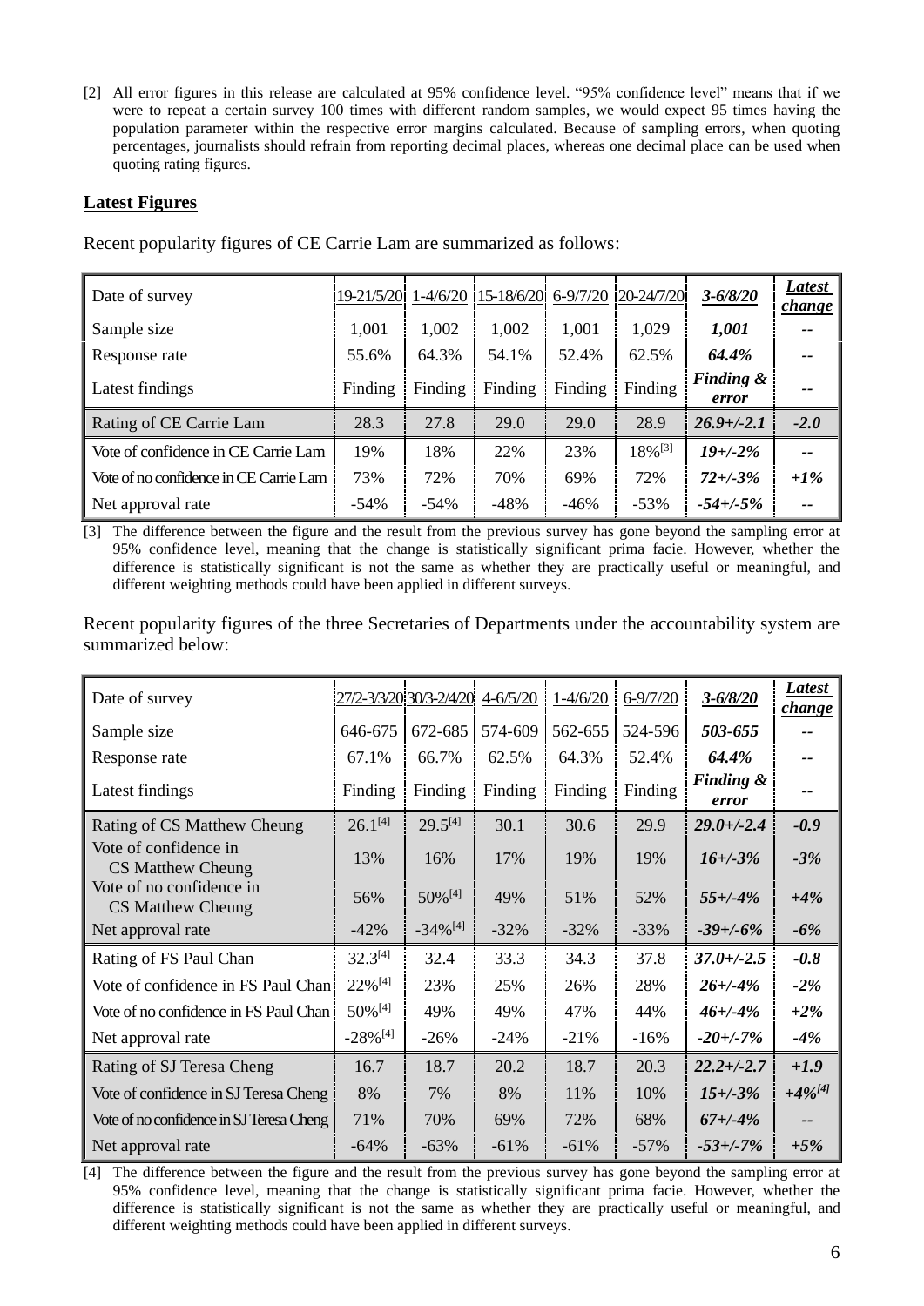[2] All error figures in this release are calculated at 95% confidence level. "95% confidence level" means that if we were to repeat a certain survey 100 times with different random samples, we would expect 95 times having the population parameter within the respective error margins calculated. Because of sampling errors, when quoting percentages, journalists should refrain from reporting decimal places, whereas one decimal place can be used when quoting rating figures.

## Latest Figures

Recent popularity figures of CE Carrie Lam are summarized as follows:

| Date of survey | 19-21/5/20 | 1-4/6/20 | 15-18/6/20 | 6-9/7/20 | 20-24/7/20 | *3-6/8/20* | *Latest change* |
|---|---|---|---|---|---|---|---|
| Sample size | 1,001 | 1,002 | 1,002 | 1,001 | 1,029 | *1,001* | -- |
| Response rate | 55.6% | 64.3% | 54.1% | 52.4% | 62.5% | *64.4%* | -- |
| Latest findings | Finding | Finding | Finding | Finding | Finding | *Finding & error* | -- |
| Rating of CE Carrie Lam | 28.3 | 27.8 | 29.0 | 29.0 | 28.9 | *26.9+/-2.1* | *-2.0* |
| Vote of confidence in CE Carrie Lam | 19% | 18% | 22% | 23% | 18%[3] | *19+/-2%* | -- |
| Vote of no confidence in CE Carrie Lam | 73% | 72% | 70% | 69% | 72% | *72+/-3%* | *+1%* |
| Net approval rate | -54% | -54% | -48% | -46% | -53% | *-54+/-5%* | -- |

[3] The difference between the figure and the result from the previous survey has gone beyond the sampling error at 95% confidence level, meaning that the change is statistically significant prima facie. However, whether the difference is statistically significant is not the same as whether they are practically useful or meaningful, and different weighting methods could have been applied in different surveys.

Recent popularity figures of the three Secretaries of Departments under the accountability system are summarized below:

| Date of survey | 27/2-3/3/20 | 30/3-2/4/20 | 4-6/5/20 | 1-4/6/20 | 6-9/7/20 | *3-6/8/20* | *Latest change* |
|---|---|---|---|---|---|---|---|
| Sample size | 646-675 | 672-685 | 574-609 | 562-655 | 524-596 | *503-655* | -- |
| Response rate | 67.1% | 66.7% | 62.5% | 64.3% | 52.4% | *64.4%* | -- |
| Latest findings | Finding | Finding | Finding | Finding | Finding | *Finding & error* | -- |
| Rating of CS Matthew Cheung | 26.1[4] | 29.5[4] | 30.1 | 30.6 | 29.9 | *29.0+/-2.4* | *-0.9* |
| Vote of confidence in CS Matthew Cheung | 13% | 16% | 17% | 19% | 19% | *16+/-3%* | *-3%* |
| Vote of no confidence in CS Matthew Cheung | 56% | 50%[4] | 49% | 51% | 52% | *55+/-4%* | *+4%* |
| Net approval rate | -42% | -34%[4] | -32% | -32% | -33% | *-39+/-6%* | *-6%* |
| Rating of FS Paul Chan | 32.3[4] | 32.4 | 33.3 | 34.3 | 37.8 | *37.0+/-2.5* | *-0.8* |
| Vote of confidence in FS Paul Chan | 22%[4] | 23% | 25% | 26% | 28% | *26+/-4%* | *-2%* |
| Vote of no confidence in FS Paul Chan | 50%[4] | 49% | 49% | 47% | 44% | *46+/-4%* | *+2%* |
| Net approval rate | -28%[4] | -26% | -24% | -21% | -16% | *-20+/-7%* | *-4%* |
| Rating of SJ Teresa Cheng | 16.7 | 18.7 | 20.2 | 18.7 | 20.3 | *22.2+/-2.7* | *+1.9* |
| Vote of confidence in SJ Teresa Cheng | 8% | 7% | 8% | 11% | 10% | *15+/-3%* | *+4%[4]* |
| Vote of no confidence in SJ Teresa Cheng | 71% | 70% | 69% | 72% | 68% | *67+/-4%* | -- |
| Net approval rate | -64% | -63% | -61% | -61% | -57% | *-53+/-7%* | *+5%* |

[4] The difference between the figure and the result from the previous survey has gone beyond the sampling error at 95% confidence level, meaning that the change is statistically significant prima facie. However, whether the difference is statistically significant is not the same as whether they are practically useful or meaningful, and different weighting methods could have been applied in different surveys.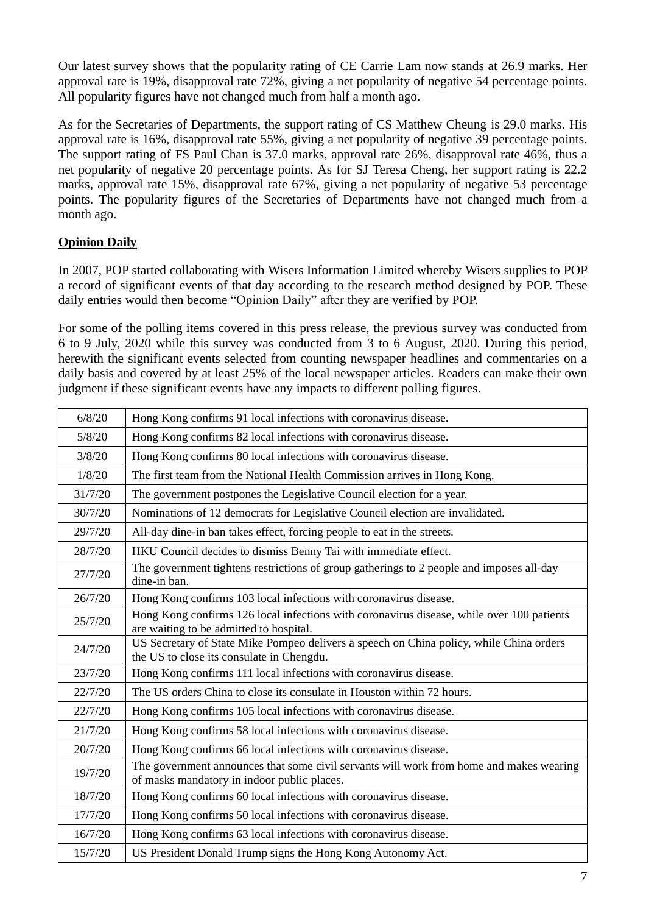Our latest survey shows that the popularity rating of CE Carrie Lam now stands at 26.9 marks. Her approval rate is 19%, disapproval rate 72%, giving a net popularity of negative 54 percentage points. All popularity figures have not changed much from half a month ago.

As for the Secretaries of Departments, the support rating of CS Matthew Cheung is 29.0 marks. His approval rate is 16%, disapproval rate 55%, giving a net popularity of negative 39 percentage points. The support rating of FS Paul Chan is 37.0 marks, approval rate 26%, disapproval rate 46%, thus a net popularity of negative 20 percentage points. As for SJ Teresa Cheng, her support rating is 22.2 marks, approval rate 15%, disapproval rate 67%, giving a net popularity of negative 53 percentage points. The popularity figures of the Secretaries of Departments have not changed much from a month ago.

**Opinion Daily**

In 2007, POP started collaborating with Wisers Information Limited whereby Wisers supplies to POP a record of significant events of that day according to the research method designed by POP. These daily entries would then become "Opinion Daily" after they are verified by POP.

For some of the polling items covered in this press release, the previous survey was conducted from 6 to 9 July, 2020 while this survey was conducted from 3 to 6 August, 2020. During this period, herewith the significant events selected from counting newspaper headlines and commentaries on a daily basis and covered by at least 25% of the local newspaper articles. Readers can make their own judgment if these significant events have any impacts to different polling figures.

| | |
|---|---|
| 6/8/20 | Hong Kong confirms 91 local infections with coronavirus disease. |
| 5/8/20 | Hong Kong confirms 82 local infections with coronavirus disease. |
| 3/8/20 | Hong Kong confirms 80 local infections with coronavirus disease. |
| 1/8/20 | The first team from the National Health Commission arrives in Hong Kong. |
| 31/7/20 | The government postpones the Legislative Council election for a year. |
| 30/7/20 | Nominations of 12 democrats for Legislative Council election are invalidated. |
| 29/7/20 | All-day dine-in ban takes effect, forcing people to eat in the streets. |
| 28/7/20 | HKU Council decides to dismiss Benny Tai with immediate effect. |
| 27/7/20 | The government tightens restrictions of group gatherings to 2 people and imposes all-day dine-in ban. |
| 26/7/20 | Hong Kong confirms 103 local infections with coronavirus disease. |
| 25/7/20 | Hong Kong confirms 126 local infections with coronavirus disease, while over 100 patients are waiting to be admitted to hospital. |
| 24/7/20 | US Secretary of State Mike Pompeo delivers a speech on China policy, while China orders the US to close its consulate in Chengdu. |
| 23/7/20 | Hong Kong confirms 111 local infections with coronavirus disease. |
| 22/7/20 | The US orders China to close its consulate in Houston within 72 hours. |
| 22/7/20 | Hong Kong confirms 105 local infections with coronavirus disease. |
| 21/7/20 | Hong Kong confirms 58 local infections with coronavirus disease. |
| 20/7/20 | Hong Kong confirms 66 local infections with coronavirus disease. |
| 19/7/20 | The government announces that some civil servants will work from home and makes wearing of masks mandatory in indoor public places. |
| 18/7/20 | Hong Kong confirms 60 local infections with coronavirus disease. |
| 17/7/20 | Hong Kong confirms 50 local infections with coronavirus disease. |
| 16/7/20 | Hong Kong confirms 63 local infections with coronavirus disease. |
| 15/7/20 | US President Donald Trump signs the Hong Kong Autonomy Act. |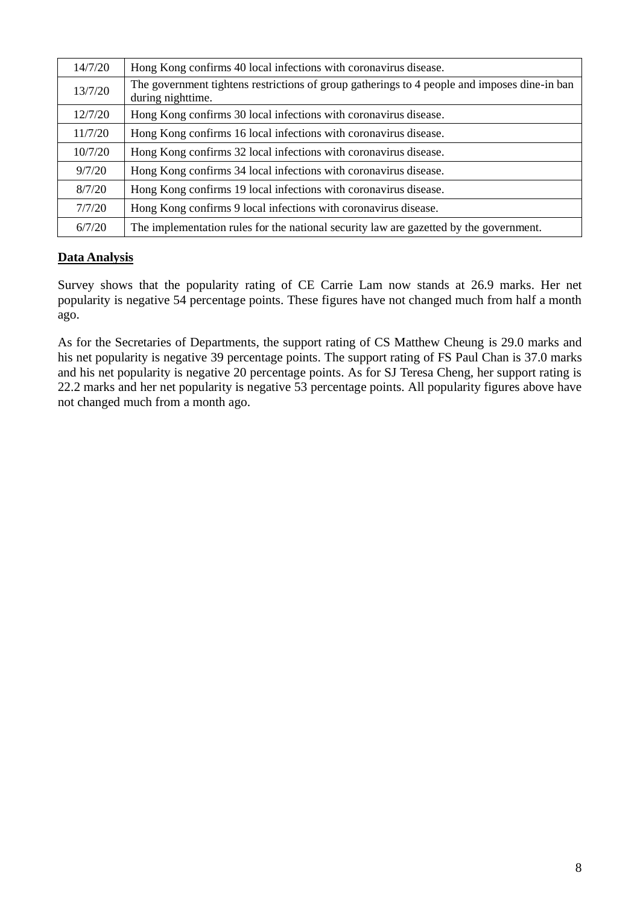| | |
|---|---|
| 14/7/20 | Hong Kong confirms 40 local infections with coronavirus disease. |
| 13/7/20 | The government tightens restrictions of group gatherings to 4 people and imposes dine-in ban during nighttime. |
| 12/7/20 | Hong Kong confirms 30 local infections with coronavirus disease. |
| 11/7/20 | Hong Kong confirms 16 local infections with coronavirus disease. |
| 10/7/20 | Hong Kong confirms 32 local infections with coronavirus disease. |
| 9/7/20 | Hong Kong confirms 34 local infections with coronavirus disease. |
| 8/7/20 | Hong Kong confirms 19 local infections with coronavirus disease. |
| 7/7/20 | Hong Kong confirms 9 local infections with coronavirus disease. |
| 6/7/20 | The implementation rules for the national security law are gazetted by the government. |

## Data Analysis

Survey shows that the popularity rating of CE Carrie Lam now stands at 26.9 marks. Her net popularity is negative 54 percentage points. These figures have not changed much from half a month ago.

As for the Secretaries of Departments, the support rating of CS Matthew Cheung is 29.0 marks and his net popularity is negative 39 percentage points. The support rating of FS Paul Chan is 37.0 marks and his net popularity is negative 20 percentage points. As for SJ Teresa Cheng, her support rating is 22.2 marks and her net popularity is negative 53 percentage points. All popularity figures above have not changed much from a month ago.